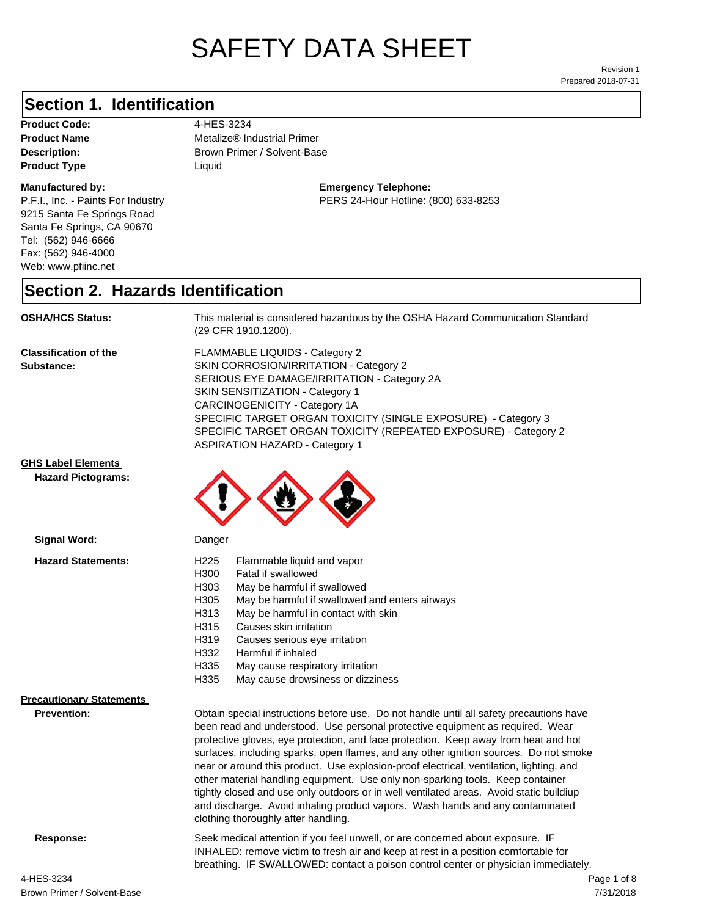# SAFETY DATA SHEET

Revision 1
Prepared 2018-07-31

## Section 1. Identification

**Product Code:** 4-HES-3234
**Product Name** Metalize® Industrial Primer
**Description:** Brown Primer / Solvent-Base
**Product Type** Liquid

**Manufactured by:**
P.F.I., Inc. - Paints For Industry
9215 Santa Fe Springs Road
Santa Fe Springs, CA 90670
Tel: (562) 946-6666
Fax: (562) 946-4000
Web: www.pfiinc.net

**Emergency Telephone:**
PERS 24-Hour Hotline: (800) 633-8253

## Section 2. Hazards Identification

**OSHA/HCS Status:** This material is considered hazardous by the OSHA Hazard Communication Standard (29 CFR 1910.1200).

**Classification of the Substance:**
FLAMMABLE LIQUIDS - Category 2
SKIN CORROSION/IRRITATION - Category 2
SERIOUS EYE DAMAGE/IRRITATION - Category 2A
SKIN SENSITIZATION - Category 1
CARCINOGENICITY - Category 1A
SPECIFIC TARGET ORGAN TOXICITY (SINGLE EXPOSURE) - Category 3
SPECIFIC TARGET ORGAN TOXICITY (REPEATED EXPOSURE) - Category 2
ASPIRATION HAZARD - Category 1

**GHS Label Elements**

**Hazard Pictograms:**

**Signal Word:** Danger

**Hazard Statements:**

| | |
|---|---|
| H225 | Flammable liquid and vapor |
| H300 | Fatal if swallowed |
| H303 | May be harmful if swallowed |
| H305 | May be harmful if swallowed and enters airways |
| H313 | May be harmful in contact with skin |
| H315 | Causes skin irritation |
| H319 | Causes serious eye irritation |
| H332 | Harmful if inhaled |
| H335 | May cause respiratory irritation |
| H335 | May cause drowsiness or dizziness |

**Precautionary Statements**

**Prevention:** Obtain special instructions before use. Do not handle until all safety precautions have been read and understood. Use personal protective equipment as required. Wear protective gloves, eye protection, and face protection. Keep away from heat and hot surfaces, including sparks, open flames, and any other ignition sources. Do not smoke near or around this product. Use explosion-proof electrical, ventilation, lighting, and other material handling equipment. Use only non-sparking tools. Keep container tightly closed and use only outdoors or in well ventilated areas. Avoid static buildiup and discharge. Avoid inhaling product vapors. Wash hands and any contaminated clothing thoroughly after handling.

**Response:** Seek medical attention if you feel unwell, or are concerned about exposure. IF INHALED: remove victim to fresh air and keep at rest in a position comfortable for breathing. IF SWALLOWED: contact a poison control center or physician immediately.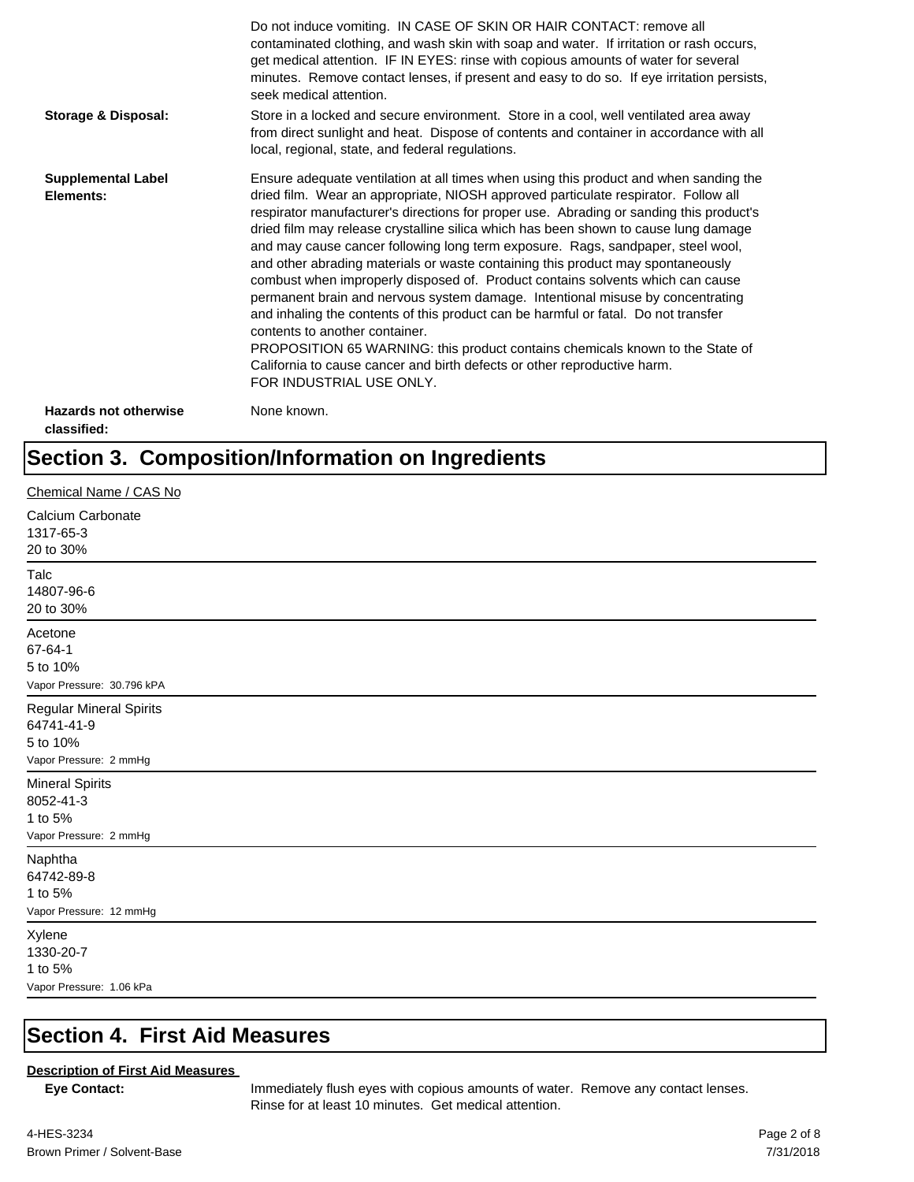| | |
|---|---|
| | Do not induce vomiting. IN CASE OF SKIN OR HAIR CONTACT: remove all contaminated clothing, and wash skin with soap and water. If irritation or rash occurs, get medical attention. IF IN EYES: rinse with copious amounts of water for several minutes. Remove contact lenses, if present and easy to do so. If eye irritation persists, seek medical attention. |
| **Storage & Disposal:** | Store in a locked and secure environment. Store in a cool, well ventilated area away from direct sunlight and heat. Dispose of contents and container in accordance with all local, regional, state, and federal regulations. |
| **Supplemental Label Elements:** | Ensure adequate ventilation at all times when using this product and when sanding the dried film. Wear an appropriate, NIOSH approved particulate respirator. Follow all respirator manufacturer's directions for proper use. Abrading or sanding this product's dried film may release crystalline silica which has been shown to cause lung damage and may cause cancer following long term exposure. Rags, sandpaper, steel wool, and other abrading materials or waste containing this product may spontaneously combust when improperly disposed of. Product contains solvents which can cause permanent brain and nervous system damage. Intentional misuse by concentrating and inhaling the contents of this product can be harmful or fatal. Do not transfer contents to another container.<br>PROPOSITION 65 WARNING: this product contains chemicals known to the State of California to cause cancer and birth defects or other reproductive harm.<br>FOR INDUSTRIAL USE ONLY. |
| **Hazards not otherwise classified:** | None known. |

## Section 3. Composition/Information on Ingredients

Chemical Name / CAS No

Calcium Carbonate
1317-65-3
20 to 30%

---

Talc
14807-96-6
20 to 30%

---

Acetone
67-64-1
5 to 10%
Vapor Pressure: 30.796 kPA

---

Regular Mineral Spirits
64741-41-9
5 to 10%
Vapor Pressure: 2 mmHg

---

Mineral Spirits
8052-41-3
1 to 5%
Vapor Pressure: 2 mmHg

---

Naphtha
64742-89-8
1 to 5%
Vapor Pressure: 12 mmHg

---

Xylene
1330-20-7
1 to 5%
Vapor Pressure: 1.06 kPa

---

## Section 4. First Aid Measures

**Description of First Aid Measures**

**Eye Contact:** Immediately flush eyes with copious amounts of water. Remove any contact lenses. Rinse for at least 10 minutes. Get medical attention.

4-HES-3234
Brown Primer / Solvent-Base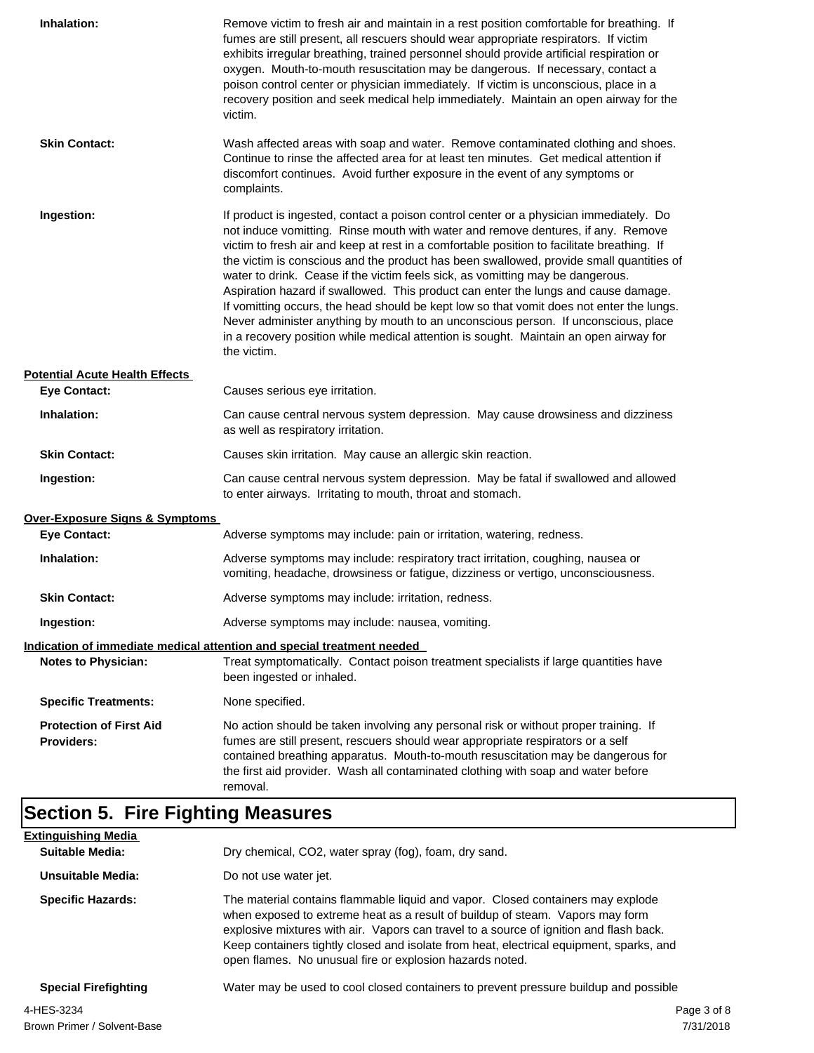**Inhalation:** Remove victim to fresh air and maintain in a rest position comfortable for breathing. If fumes are still present, all rescuers should wear appropriate respirators. If victim exhibits irregular breathing, trained personnel should provide artificial respiration or oxygen. Mouth-to-mouth resuscitation may be dangerous. If necessary, contact a poison control center or physician immediately. If victim is unconscious, place in a recovery position and seek medical help immediately. Maintain an open airway for the victim.

**Skin Contact:** Wash affected areas with soap and water. Remove contaminated clothing and shoes. Continue to rinse the affected area for at least ten minutes. Get medical attention if discomfort continues. Avoid further exposure in the event of any symptoms or complaints.

**Ingestion:** If product is ingested, contact a poison control center or a physician immediately. Do not induce vomitting. Rinse mouth with water and remove dentures, if any. Remove victim to fresh air and keep at rest in a comfortable position to facilitate breathing. If the victim is conscious and the product has been swallowed, provide small quantities of water to drink. Cease if the victim feels sick, as vomitting may be dangerous. Aspiration hazard if swallowed. This product can enter the lungs and cause damage. If vomitting occurs, the head should be kept low so that vomit does not enter the lungs. Never administer anything by mouth to an unconscious person. If unconscious, place in a recovery position while medical attention is sought. Maintain an open airway for the victim.

**Potential Acute Health Effects**

**Eye Contact:** Causes serious eye irritation.

**Inhalation:** Can cause central nervous system depression. May cause drowsiness and dizziness as well as respiratory irritation.

**Skin Contact:** Causes skin irritation. May cause an allergic skin reaction.

**Ingestion:** Can cause central nervous system depression. May be fatal if swallowed and allowed to enter airways. Irritating to mouth, throat and stomach.

**Over-Exposure Signs & Symptoms**

**Eye Contact:** Adverse symptoms may include: pain or irritation, watering, redness.

**Inhalation:** Adverse symptoms may include: respiratory tract irritation, coughing, nausea or vomiting, headache, drowsiness or fatigue, dizziness or vertigo, unconsciousness.

**Skin Contact:** Adverse symptoms may include: irritation, redness.

**Ingestion:** Adverse symptoms may include: nausea, vomiting.

**Indication of immediate medical attention and special treatment needed**

**Notes to Physician:** Treat symptomatically. Contact poison treatment specialists if large quantities have been ingested or inhaled.

**Specific Treatments:** None specified.

**Protection of First Aid Providers:** No action should be taken involving any personal risk or without proper training. If fumes are still present, rescuers should wear appropriate respirators or a self contained breathing apparatus. Mouth-to-mouth resuscitation may be dangerous for the first aid provider. Wash all contaminated clothing with soap and water before removal.

# Section 5. Fire Fighting Measures

**Extinguishing Media**

**Suitable Media:** Dry chemical, $CO_2$, water spray (fog), foam, dry sand.

**Unsuitable Media:** Do not use water jet.

**Specific Hazards:** The material contains flammable liquid and vapor. Closed containers may explode when exposed to extreme heat as a result of buildup of steam. Vapors may form explosive mixtures with air. Vapors can travel to a source of ignition and flash back. Keep containers tightly closed and isolate from heat, electrical equipment, sparks, and open flames. No unusual fire or explosion hazards noted.

**Special Firefighting** Water may be used to cool closed containers to prevent pressure buildup and possible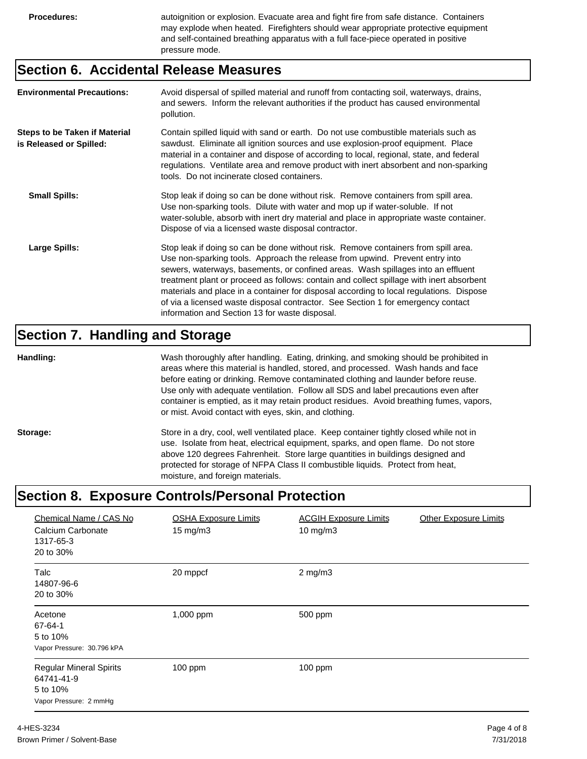**Procedures:** autoignition or explosion. Evacuate area and fight fire from safe distance. Containers may explode when heated. Firefighters should wear appropriate protective equipment and self-contained breathing apparatus with a full face-piece operated in positive pressure mode.

## Section 6. Accidental Release Measures

**Environmental Precautions:** Avoid dispersal of spilled material and runoff from contacting soil, waterways, drains, and sewers. Inform the relevant authorities if the product has caused environmental pollution.

**Steps to be Taken if Material is Released or Spilled:** Contain spilled liquid with sand or earth. Do not use combustible materials such as sawdust. Eliminate all ignition sources and use explosion-proof equipment. Place material in a container and dispose of according to local, regional, state, and federal regulations. Ventilate area and remove product with inert absorbent and non-sparking tools. Do not incinerate closed containers.

**Small Spills:** Stop leak if doing so can be done without risk. Remove containers from spill area. Use non-sparking tools. Dilute with water and mop up if water-soluble. If not water-soluble, absorb with inert dry material and place in appropriate waste container. Dispose of via a licensed waste disposal contractor.

**Large Spills:** Stop leak if doing so can be done without risk. Remove containers from spill area. Use non-sparking tools. Approach the release from upwind. Prevent entry into sewers, waterways, basements, or confined areas. Wash spillages into an effluent treatment plant or proceed as follows: contain and collect spillage with inert absorbent materials and place in a container for disposal according to local regulations. Dispose of via a licensed waste disposal contractor. See Section 1 for emergency contact information and Section 13 for waste disposal.

## Section 7. Handling and Storage

**Handling:** Wash thoroughly after handling. Eating, drinking, and smoking should be prohibited in areas where this material is handled, stored, and processed. Wash hands and face before eating or drinking. Remove contaminated clothing and launder before reuse. Use only with adequate ventilation. Follow all SDS and label precautions even after container is emptied, as it may retain product residues. Avoid breathing fumes, vapors, or mist. Avoid contact with eyes, skin, and clothing.

**Storage:** Store in a dry, cool, well ventilated place. Keep container tightly closed while not in use. Isolate from heat, electrical equipment, sparks, and open flame. Do not store above 120 degrees Fahrenheit. Store large quantities in buildings designed and protected for storage of NFPA Class II combustible liquids. Protect from heat, moisture, and foreign materials.

## Section 8. Exposure Controls/Personal Protection

| Chemical Name / CAS No | OSHA Exposure Limits | ACGIH Exposure Limits | Other Exposure Limits |
|---|---|---|---|
| Calcium Carbonate<br>1317-65-3<br>20 to 30% | 15 mg/m3 | 10 mg/m3 | |
| Talc<br>14807-96-6<br>20 to 30% | 20 mppcf | 2 mg/m3 | |
| Acetone<br>67-64-1<br>5 to 10%<br>Vapor Pressure: 30.796 kPA | 1,000 ppm | 500 ppm | |
| Regular Mineral Spirits<br>64741-41-9<br>5 to 10%<br>Vapor Pressure: 2 mmHg | 100 ppm | 100 ppm | |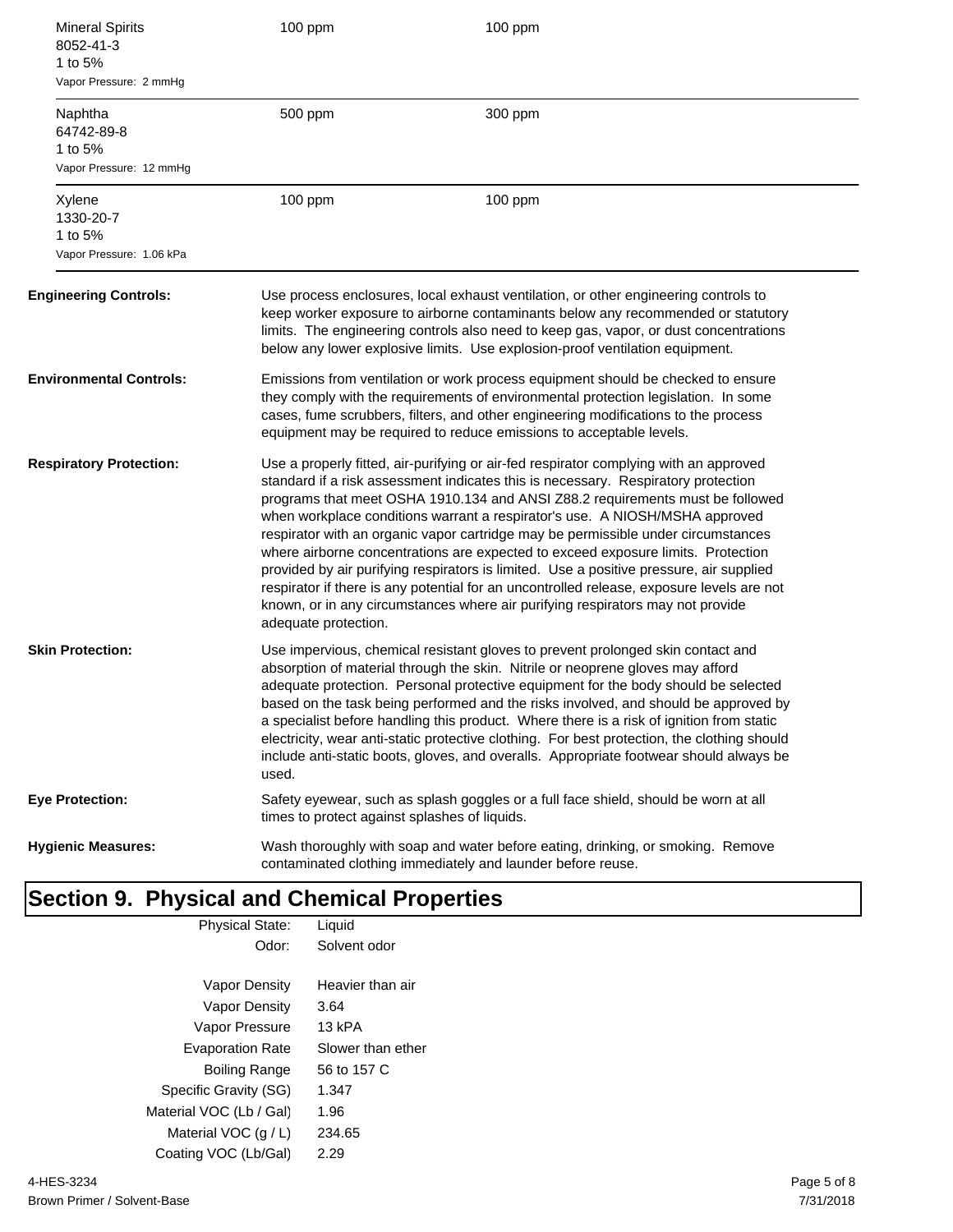| | | |
|---|---|---|
| Mineral Spirits<br>8052-41-3<br>1 to 5%<br>Vapor Pressure: 2 mmHg | 100 ppm | 100 ppm |
| Naphtha<br>64742-89-8<br>1 to 5%<br>Vapor Pressure: 12 mmHg | 500 ppm | 300 ppm |
| Xylene<br>1330-20-7<br>1 to 5%<br>Vapor Pressure: 1.06 kPa | 100 ppm | 100 ppm |

**Engineering Controls:** Use process enclosures, local exhaust ventilation, or other engineering controls to keep worker exposure to airborne contaminants below any recommended or statutory limits. The engineering controls also need to keep gas, vapor, or dust concentrations below any lower explosive limits. Use explosion-proof ventilation equipment.

**Environmental Controls:** Emissions from ventilation or work process equipment should be checked to ensure they comply with the requirements of environmental protection legislation. In some cases, fume scrubbers, filters, and other engineering modifications to the process equipment may be required to reduce emissions to acceptable levels.

**Respiratory Protection:** Use a properly fitted, air-purifying or air-fed respirator complying with an approved standard if a risk assessment indicates this is necessary. Respiratory protection programs that meet OSHA 1910.134 and ANSI Z88.2 requirements must be followed when workplace conditions warrant a respirator's use. A NIOSH/MSHA approved respirator with an organic vapor cartridge may be permissible under circumstances where airborne concentrations are expected to exceed exposure limits. Protection provided by air purifying respirators is limited. Use a positive pressure, air supplied respirator if there is any potential for an uncontrolled release, exposure levels are not known, or in any circumstances where air purifying respirators may not provide adequate protection.

**Skin Protection:** Use impervious, chemical resistant gloves to prevent prolonged skin contact and absorption of material through the skin. Nitrile or neoprene gloves may afford adequate protection. Personal protective equipment for the body should be selected based on the task being performed and the risks involved, and should be approved by a specialist before handling this product. Where there is a risk of ignition from static electricity, wear anti-static protective clothing. For best protection, the clothing should include anti-static boots, gloves, and overalls. Appropriate footwear should always be used.

**Eye Protection:** Safety eyewear, such as splash goggles or a full face shield, should be worn at all times to protect against splashes of liquids.

**Hygienic Measures:** Wash thoroughly with soap and water before eating, drinking, or smoking. Remove contaminated clothing immediately and launder before reuse.

## Section 9. Physical and Chemical Properties

| | |
|---|---|
| Physical State: | Liquid |
| Odor: | Solvent odor |
| Vapor Density | Heavier than air |
| Vapor Density | 3.64 |
| Vapor Pressure | 13 kPA |
| Evaporation Rate | Slower than ether |
| Boiling Range | 56 to 157 C |
| Specific Gravity (SG) | 1.347 |
| Material VOC (Lb / Gal) | 1.96 |
| Material VOC (g / L) | 234.65 |
| Coating VOC (Lb/Gal) | 2.29 |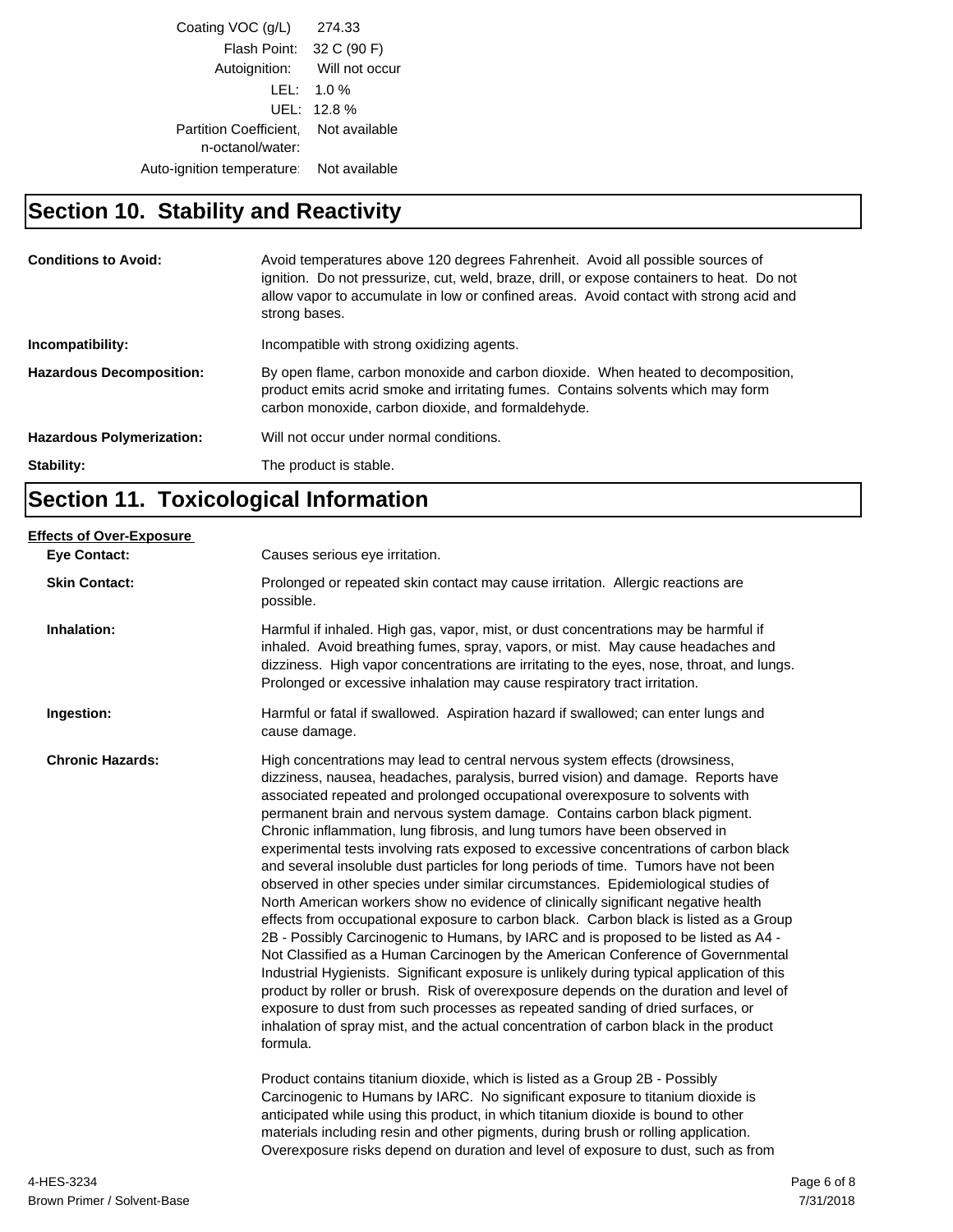| | |
|---|---|
| Coating VOC (g/L) | 274.33 |
| Flash Point: | 32 C (90 F) |
| Autoignition: | Will not occur |
| LEL: | 1.0 % |
| UEL: | 12.8 % |
| Partition Coefficient, n-octanol/water: | Not available |
| Auto-ignition temperature: | Not available |

## Section 10. Stability and Reactivity

**Conditions to Avoid:** Avoid temperatures above 120 degrees Fahrenheit. Avoid all possible sources of ignition. Do not pressurize, cut, weld, braze, drill, or expose containers to heat. Do not allow vapor to accumulate in low or confined areas. Avoid contact with strong acid and strong bases.

**Incompatibility:** Incompatible with strong oxidizing agents.

**Hazardous Decomposition:** By open flame, carbon monoxide and carbon dioxide. When heated to decomposition, product emits acrid smoke and irritating fumes. Contains solvents which may form carbon monoxide, carbon dioxide, and formaldehyde.

**Hazardous Polymerization:** Will not occur under normal conditions.

**Stability:** The product is stable.

## Section 11. Toxicological Information

**Effects of Over-Exposure**

**Eye Contact:** Causes serious eye irritation.

**Skin Contact:** Prolonged or repeated skin contact may cause irritation. Allergic reactions are possible.

**Inhalation:** Harmful if inhaled. High gas, vapor, mist, or dust concentrations may be harmful if inhaled. Avoid breathing fumes, spray, vapors, or mist. May cause headaches and dizziness. High vapor concentrations are irritating to the eyes, nose, throat, and lungs. Prolonged or excessive inhalation may cause respiratory tract irritation.

**Ingestion:** Harmful or fatal if swallowed. Aspiration hazard if swallowed; can enter lungs and cause damage.

**Chronic Hazards:** High concentrations may lead to central nervous system effects (drowsiness, dizziness, nausea, headaches, paralysis, burred vision) and damage. Reports have associated repeated and prolonged occupational overexposure to solvents with permanent brain and nervous system damage. Contains carbon black pigment. Chronic inflammation, lung fibrosis, and lung tumors have been observed in experimental tests involving rats exposed to excessive concentrations of carbon black and several insoluble dust particles for long periods of time. Tumors have not been observed in other species under similar circumstances. Epidemiological studies of North American workers show no evidence of clinically significant negative health effects from occupational exposure to carbon black. Carbon black is listed as a Group 2B - Possibly Carcinogenic to Humans, by IARC and is proposed to be listed as A4 - Not Classified as a Human Carcinogen by the American Conference of Governmental Industrial Hygienists. Significant exposure is unlikely during typical application of this product by roller or brush. Risk of overexposure depends on the duration and level of exposure to dust from such processes as repeated sanding of dried surfaces, or inhalation of spray mist, and the actual concentration of carbon black in the product formula.

Product contains titanium dioxide, which is listed as a Group 2B - Possibly Carcinogenic to Humans by IARC. No significant exposure to titanium dioxide is anticipated while using this product, in which titanium dioxide is bound to other materials including resin and other pigments, during brush or rolling application. Overexposure risks depend on duration and level of exposure to dust, such as from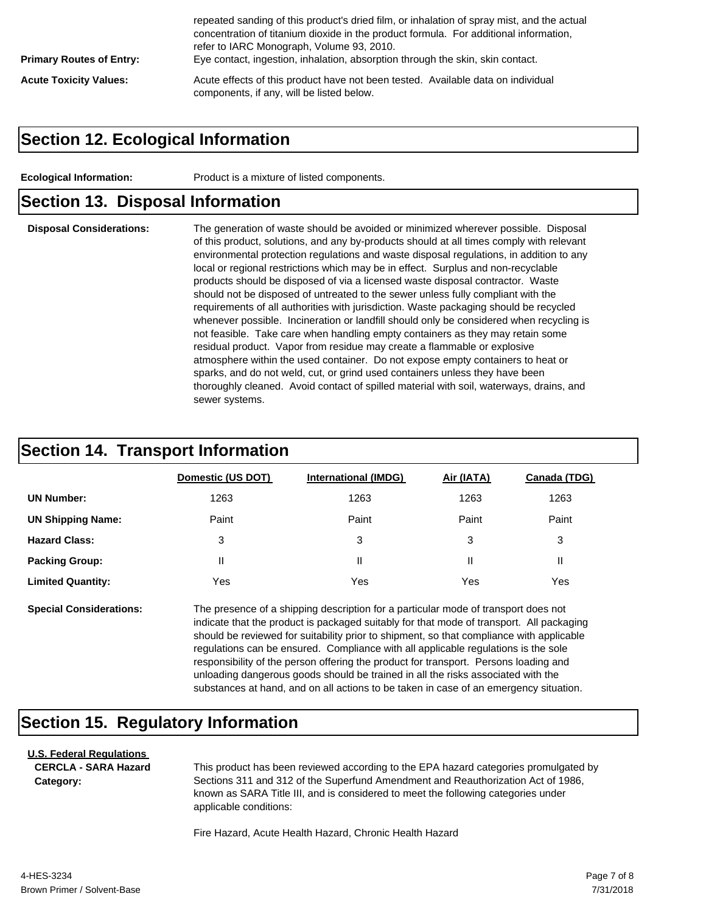repeated sanding of this product's dried film, or inhalation of spray mist, and the actual concentration of titanium dioxide in the product formula. For additional information, refer to IARC Monograph, Volume 93, 2010.

**Primary Routes of Entry:** Eye contact, ingestion, inhalation, absorption through the skin, skin contact.

**Acute Toxicity Values:** Acute effects of this product have not been tested. Available data on individual components, if any, will be listed below.

## Section 12. Ecological Information

**Ecological Information:** Product is a mixture of listed components.

## Section 13. Disposal Information

**Disposal Considerations:** The generation of waste should be avoided or minimized wherever possible. Disposal of this product, solutions, and any by-products should at all times comply with relevant environmental protection regulations and waste disposal regulations, in addition to any local or regional restrictions which may be in effect. Surplus and non-recyclable products should be disposed of via a licensed waste disposal contractor. Waste should not be disposed of untreated to the sewer unless fully compliant with the requirements of all authorities with jurisdiction. Waste packaging should be recycled whenever possible. Incineration or landfill should only be considered when recycling is not feasible. Take care when handling empty containers as they may retain some residual product. Vapor from residue may create a flammable or explosive atmosphere within the used container. Do not expose empty containers to heat or sparks, and do not weld, cut, or grind used containers unless they have been thoroughly cleaned. Avoid contact of spilled material with soil, waterways, drains, and sewer systems.

## Section 14. Transport Information

| | Domestic (US DOT) | International (IMDG) | Air (IATA) | Canada (TDG) |
|---|---|---|---|---|
| **UN Number:** | 1263 | 1263 | 1263 | 1263 |
| **UN Shipping Name:** | Paint | Paint | Paint | Paint |
| **Hazard Class:** | 3 | 3 | 3 | 3 |
| **Packing Group:** | II | II | II | II |
| **Limited Quantity:** | Yes | Yes | Yes | Yes |

**Special Considerations:** The presence of a shipping description for a particular mode of transport does not indicate that the product is packaged suitably for that mode of transport. All packaging should be reviewed for suitability prior to shipment, so that compliance with applicable regulations can be ensured. Compliance with all applicable regulations is the sole responsibility of the person offering the product for transport. Persons loading and unloading dangerous goods should be trained in all the risks associated with the substances at hand, and on all actions to be taken in case of an emergency situation.

## Section 15. Regulatory Information

**U.S. Federal Regulations**

**CERCLA - SARA Hazard Category:** This product has been reviewed according to the EPA hazard categories promulgated by Sections 311 and 312 of the Superfund Amendment and Reauthorization Act of 1986, known as SARA Title III, and is considered to meet the following categories under applicable conditions:

Fire Hazard, Acute Health Hazard, Chronic Health Hazard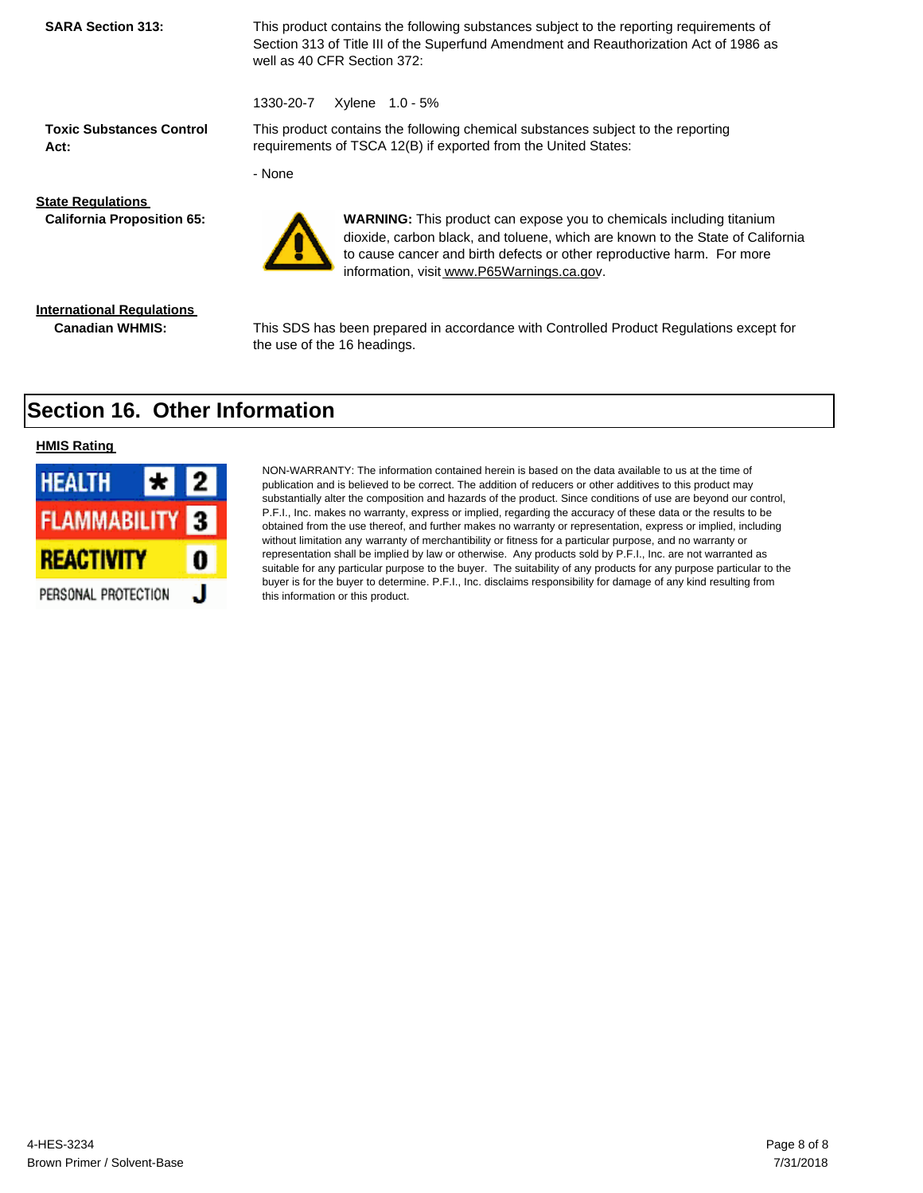**SARA Section 313:**

This product contains the following substances subject to the reporting requirements of Section 313 of Title III of the Superfund Amendment and Reauthorization Act of 1986 as well as 40 CFR Section 372:

1330-20-7 Xylene 1.0 - 5%

**Toxic Substances Control Act:**

This product contains the following chemical substances subject to the reporting requirements of TSCA 12(B) if exported from the United States:

- None

**State Regulations**

**California Proposition 65:**

**WARNING:** This product can expose you to chemicals including titanium dioxide, carbon black, and toluene, which are known to the State of California to cause cancer and birth defects or other reproductive harm. For more information, visit www.P65Warnings.ca.gov.

**International Regulations**

**Canadian WHMIS:**

This SDS has been prepared in accordance with Controlled Product Regulations except for the use of the 16 headings.

## Section 16. Other Information

**HMIS Rating**

| | | |
|---|---|---|
| HEALTH | * | 2 |
| FLAMMABILITY | | 3 |
| REACTIVITY | | 0 |
| PERSONAL PROTECTION | | J |

NON-WARRANTY: The information contained herein is based on the data available to us at the time of publication and is believed to be correct. The addition of reducers or other additives to this product may substantially alter the composition and hazards of the product. Since conditions of use are beyond our control, P.F.I., Inc. makes no warranty, express or implied, regarding the accuracy of these data or the results to be obtained from the use thereof, and further makes no warranty or representation, express or implied, including without limitation any warranty of merchantability or fitness for a particular purpose, and no warranty or representation shall be implied by law or otherwise. Any products sold by P.F.I., Inc. are not warranted as suitable for any particular purpose to the buyer. The suitability of any products for any purpose particular to the buyer is for the buyer to determine. P.F.I., Inc. disclaims responsibility for damage of any kind resulting from this information or this product.

4-HES-3234
Brown Primer / Solvent-Base

7/31/2018